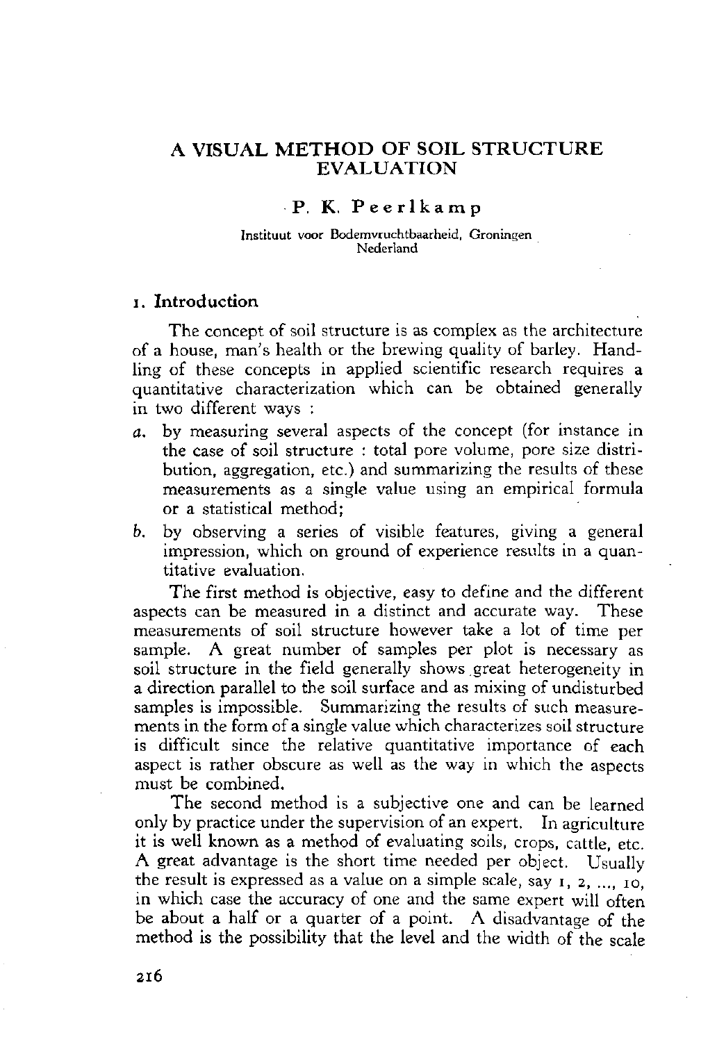# A VISUAL METHOD OF SOIL STRUCTURE EVALUATION

**P. K. Peerlkamp**

Instituut voor Bodemvruchtbaarheid, Groningen
Nederland

## 1. Introduction

The concept of soil structure is as complex as the architecture of a house, man's health or the brewing quality of barley. Handling of these concepts in applied scientific research requires a quantitative characterization which can be obtained generally in two different ways :

*a.* by measuring several aspects of the concept (for instance in the case of soil structure : total pore volume, pore size distribution, aggregation, etc.) and summarizing the results of these measurements as a single value using an empirical formula or a statistical method;

*b.* by observing a series of visible features, giving a general impression, which on ground of experience results in a quantitative evaluation.

The first method is objective, easy to define and the different aspects can be measured in a distinct and accurate way. These measurements of soil structure however take a lot of time per sample. A great number of samples per plot is necessary as soil structure in the field generally shows great heterogeneity in a direction parallel to the soil surface and as mixing of undisturbed samples is impossible. Summarizing the results of such measurements in the form of a single value which characterizes soil structure is difficult since the relative quantitative importance of each aspect is rather obscure as well as the way in which the aspects must be combined.

The second method is a subjective one and can be learned only by practice under the supervision of an expert. In agriculture it is well known as a method of evaluating soils, crops, cattle, etc. A great advantage is the short time needed per object. Usually the result is expressed as a value on a simple scale, say 1, 2, ..., 10, in which case the accuracy of one and the same expert will often be about a half or a quarter of a point. A disadvantage of the method is the possibility that the level and the width of the scale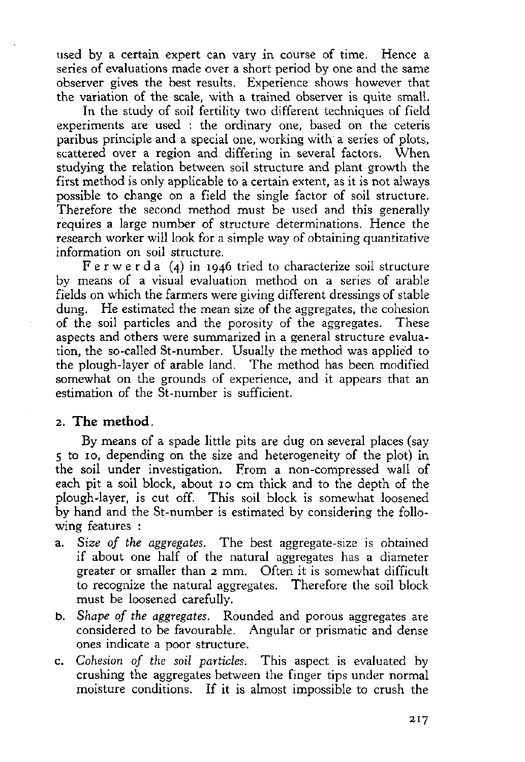used by a certain expert can vary in course of time. Hence a series of evaluations made over a short period by one and the same observer gives the best results. Experience shows however that the variation of the scale, with a trained observer is quite small.

In the study of soil fertility two different techniques of field experiments are used : the ordinary one, based on the ceteris paribus principle and a special one, working with a series of plots, scattered over a region and differing in several factors. When studying the relation between soil structure and plant growth the first method is only applicable to a certain extent, as it is not always possible to change on a field the single factor of soil structure. Therefore the second method must be used and this generally requires a large number of structure determinations. Hence the research worker will look for a simple way of obtaining quantitative information on soil structure.

Ferwerda (4) in 1946 tried to characterize soil structure by means of a visual evaluation method on a series of arable fields on which the farmers were giving different dressings of stable dung. He estimated the mean size of the aggregates, the cohesion of the soil particles and the porosity of the aggregates. These aspects and others were summarized in a general structure evaluation, the so-called St-number. Usually the method was applied to the plough-layer of arable land. The method has been modified somewhat on the grounds of experience, and it appears that an estimation of the St-number is sufficient.

## 2. The method.

By means of a spade little pits are dug on several places (say 5 to 10, depending on the size and heterogeneity of the plot) in the soil under investigation. From a non-compressed wall of each pit a soil block, about 10 cm thick and to the depth of the plough-layer, is cut off. This soil block is somewhat loosened by hand and the St-number is estimated by considering the following features :

a. *Size of the aggregates.* The best aggregate-size is obtained if about one half of the natural aggregates has a diameter greater or smaller than 2 mm. Often it is somewhat difficult to recognize the natural aggregates. Therefore the soil block must be loosened carefully.

b. *Shape of the aggregates.* Rounded and porous aggregates are considered to be favourable. Angular or prismatic and dense ones indicate a poor structure.

c. *Cohesion of the soil particles.* This aspect is evaluated by crushing the aggregates between the finger tips under normal moisture conditions. If it is almost impossible to crush the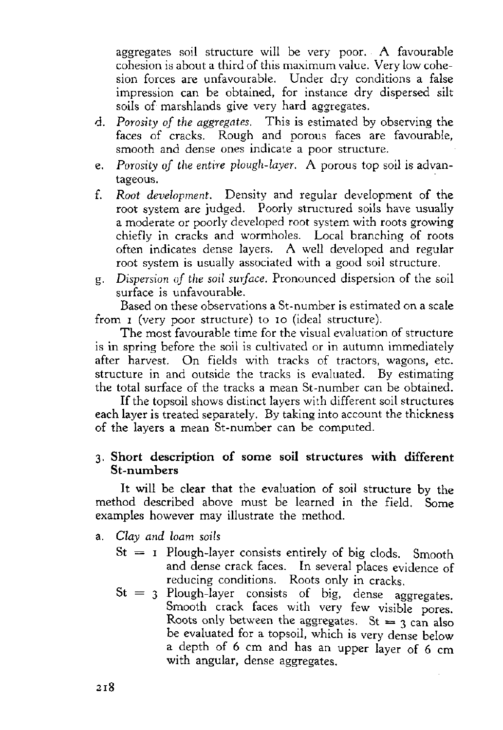aggregates soil structure will be very poor. A favourable cohesion is about a third of this maximum value. Very low cohesion forces are unfavourable. Under dry conditions a false impression can be obtained, for instance dry dispersed silt soils of marshlands give very hard aggregates.

d. *Porosity of the aggregates.* This is estimated by observing the faces of cracks. Rough and porous faces are favourable, smooth and dense ones indicate a poor structure.
e. *Porosity of the entire plough-layer.* A porous top soil is advantageous.
f. *Root development.* Density and regular development of the root system are judged. Poorly structured soils have usually a moderate or poorly developed root system with roots growing chiefly in cracks and wormholes. Local branching of roots often indicates dense layers. A well developed and regular root system is usually associated with a good soil structure.
g. *Dispersion of the soil surface.* Pronounced dispersion of the soil surface is unfavourable.

Based on these observations a St-number is estimated on a scale from 1 (very poor structure) to 10 (ideal structure).

The most favourable time for the visual evaluation of structure is in spring before the soil is cultivated or in autumn immediately after harvest. On fields with tracks of tractors, wagons, etc. structure in and outside the tracks is evaluated. By estimating the total surface of the tracks a mean St-number can be obtained.

If the topsoil shows distinct layers with different soil structures each layer is treated separately. By taking into account the thickness of the layers a mean St-number can be computed.

## 3. Short description of some soil structures with different St-numbers

It will be clear that the evaluation of soil structure by the method described above must be learned in the field. Some examples however may illustrate the method.

a. *Clay and loam soils*

St = 1 Plough-layer consists entirely of big clods. Smooth and dense crack faces. In several places evidence of reducing conditions. Roots only in cracks.

St = 3 Plough-layer consists of big, dense aggregates. Smooth crack faces with very few visible pores. Roots only between the aggregates. St = 3 can also be evaluated for a topsoil, which is very dense below a depth of 6 cm and has an upper layer of 6 cm with angular, dense aggregates.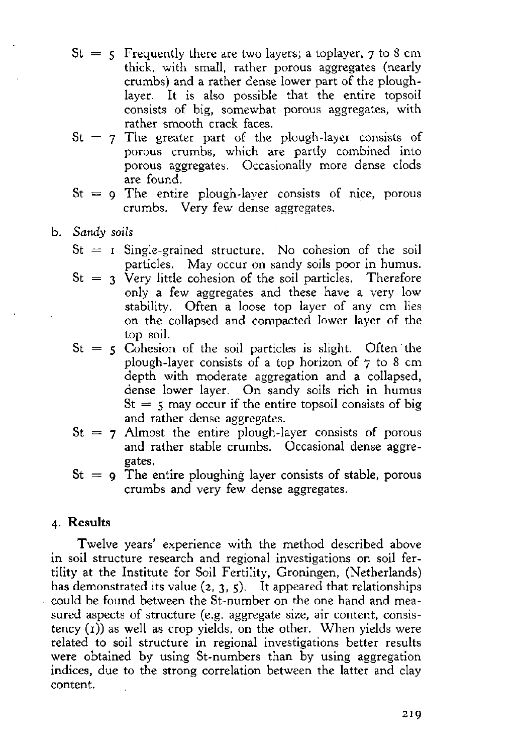St = 5 Frequently there are two layers; a toplayer, 7 to 8 cm thick, with small, rather porous aggregates (nearly crumbs) and a rather dense lower part of the plough-layer. It is also possible that the entire topsoil consists of big, somewhat porous aggregates, with rather smooth crack faces.

St = 7 The greater part of the plough-layer consists of porous crumbs, which are partly combined into porous aggregates. Occasionally more dense clods are found.

St = 9 The entire plough-layer consists of nice, porous crumbs. Very few dense aggregates.

b. *Sandy soils*

St = 1 Single-grained structure. No cohesion of the soil particles. May occur on sandy soils poor in humus.

St = 3 Very little cohesion of the soil particles. Therefore only a few aggregates and these have a very low stability. Often a loose top layer of any cm lies on the collapsed and compacted lower layer of the top soil.

St = 5 Cohesion of the soil particles is slight. Often the plough-layer consists of a top horizon of 7 to 8 cm depth with moderate aggregation and a collapsed, dense lower layer. On sandy soils rich in humus St = 5 may occur if the entire topsoil consists of big and rather dense aggregates.

St = 7 Almost the entire plough-layer consists of porous and rather stable crumbs. Occasional dense aggregates.

St = 9 The entire ploughing layer consists of stable, porous crumbs and very few dense aggregates.

## 4. Results

Twelve years' experience with the method described above in soil structure research and regional investigations on soil fertility at the Institute for Soil Fertility, Groningen, (Netherlands) has demonstrated its value (2, 3, 5). It appeared that relationships could be found between the St-number on the one hand and measured aspects of structure (e.g. aggregate size, air content, consistency (1)) as well as crop yields, on the other. When yields were related to soil structure in regional investigations better results were obtained by using St-numbers than by using aggregation indices, due to the strong correlation between the latter and clay content.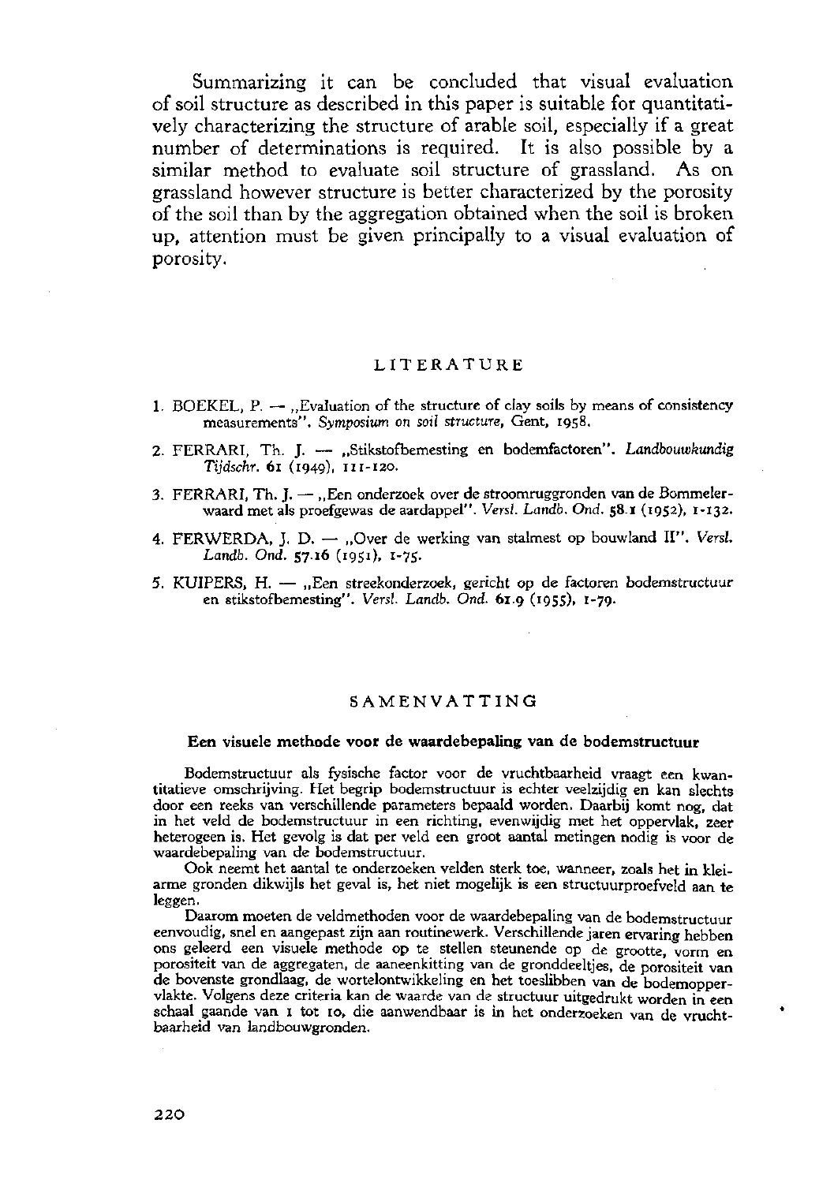Summarizing it can be concluded that visual evaluation of soil structure as described in this paper is suitable for quantitatively characterizing the structure of arable soil, especially if a great number of determinations is required. It is also possible by a similar method to evaluate soil structure of grassland. As on grassland however structure is better characterized by the porosity of the soil than by the aggregation obtained when the soil is broken up, attention must be given principally to a visual evaluation of porosity.

## LITERATURE

1. BOEKEL, P. — „Evaluation of the structure of clay soils by means of consistency measurements". *Symposium on soil structure*, Gent, 1958.
2. FERRARI, Th. J. — „Stikstofbemesting en bodemfactoren". *Landbouwkundig Tijdschr.* **61** (1949), 111-120.
3. FERRARI, Th. J. — „Een onderzoek over de stroomruggronden van de Bommelerwaard met als proefgewas de aardappel". *Versl. Landb. Ond.* **58.1** (1952), 1-132.
4. FERWERDA, J. D. — „Over de werking van stalmest op bouwland II". *Versl. Landb. Ond.* **57.16** (1951), 1-75.
5. KUIPERS, H. — „Een streekonderzoek, gericht op de factoren bodemstructuur en stikstofbemesting". *Versl. Landb. Ond.* **61.9** (1955), 1-79.

## SAMENVATTING

### Een visuele methode voor de waardebepaling van de bodemstructuur

Bodemstructuur als fysische factor voor de vruchtbaarheid vraagt een kwantitatieve omschrijving. Het begrip bodemstructuur is echter veelzijdig en kan slechts door een reeks van verschillende parameters bepaald worden. Daarbij komt nog, dat in het veld de bodemstructuur in een richting, evenwijdig met het oppervlak, zeer heterogeen is. Het gevolg is dat per veld een groot aantal metingen nodig is voor de waardebepaling van de bodemstructuur.

Ook neemt het aantal te onderzoeken velden sterk toe, wanneer, zoals het in kleiarme gronden dikwijls het geval is, het niet mogelijk is een structuurproefveld aan te leggen.

Daarom moeten de veldmethoden voor de waardebepaling van de bodemstructuur eenvoudig, snel en aangepast zijn aan routinewerk. Verschillende jaren ervaring hebben ons geleerd een visuele methode op te stellen steunende op de grootte, vorm en porositeit van de aggregaten, de aaneenkitting van de gronddeeltjes, de porositeit van de bovenste grondlaag, de wortelontwikkeling en het toeslibben van de bodemoppervlakte. Volgens deze criteria kan de waarde van de structuur uitgedrukt worden in een schaal gaande van 1 tot 10, die aanwendbaar is in het onderzoeken van de vruchtbaarheid van landbouwgronden.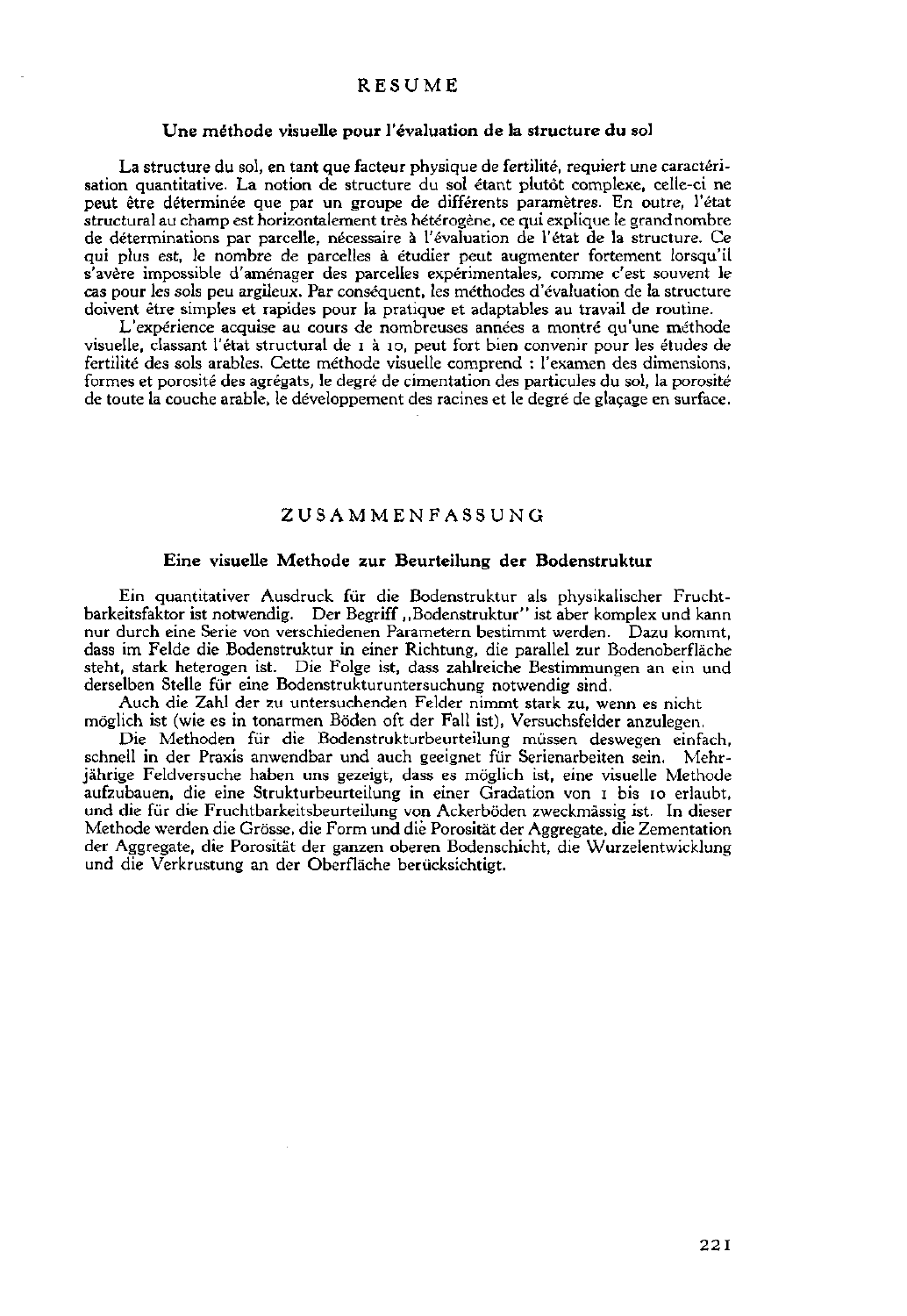# RESUME

## Une méthode visuelle pour l'évaluation de la structure du sol

La structure du sol, en tant que facteur physique de fertilité, requiert une caractérisation quantitative. La notion de structure du sol étant plutôt complexe, celle-ci ne peut être déterminée que par un groupe de différents paramètres. En outre, l'état structural au champ est horizontalement très hétérogène, ce qui explique le grand nombre de déterminations par parcelle, nécessaire à l'évaluation de l'état de la structure. Ce qui plus est, le nombre de parcelles à étudier peut augmenter fortement lorsqu'il s'avère impossible d'aménager des parcelles expérimentales, comme c'est souvent le cas pour les sols peu argileux. Par conséquent, les méthodes d'évaluation de la structure doivent être simples et rapides pour la pratique et adaptables au travail de routine.

L'expérience acquise au cours de nombreuses années a montré qu'une méthode visuelle, classant l'état structural de 1 à 10, peut fort bien convenir pour les études de fertilité des sols arables. Cette méthode visuelle comprend : l'examen des dimensions, formes et porosité des agrégats, le degré de cimentation des particules du sol, la porosité de toute la couche arable, le développement des racines et le degré de glaçage en surface.

# ZUSAMMENFASSUNG

## Eine visuelle Methode zur Beurteilung der Bodenstruktur

Ein quantitativer Ausdruck für die Bodenstruktur als physikalischer Fruchtbarkeitsfaktor ist notwendig. Der Begriff „Bodenstruktur" ist aber komplex und kann nur durch eine Serie von verschiedenen Parametern bestimmt werden. Dazu kommt, dass im Felde die Bodenstruktur in einer Richtung, die parallel zur Bodenoberfläche steht, stark heterogen ist. Die Folge ist, dass zahlreiche Bestimmungen an ein und derselben Stelle für eine Bodenstrukturuntersuchung notwendig sind.

Auch die Zahl der zu untersuchenden Felder nimmt stark zu, wenn es nicht möglich ist (wie es in tonarmen Böden oft der Fall ist), Versuchsfelder anzulegen.

Die Methoden für die Bodenstrukturbeurteilung müssen deswegen einfach, schnell in der Praxis anwendbar und auch geeignet für Serienarbeiten sein. Mehrjährige Feldversuche haben uns gezeigt, dass es möglich ist, eine visuelle Methode aufzubauen, die eine Strukturbeurteilung in einer Gradation von 1 bis 10 erlaubt, und die für die Fruchtbarkeitsbeurteilung von Ackerböden zweckmässig ist. In dieser Methode werden die Grösse, die Form und die Porosität der Aggregate, die Zementation der Aggregate, die Porosität der ganzen oberen Bodenschicht, die Wurzelentwicklung und die Verkrustung an der Oberfläche berücksichtigt.